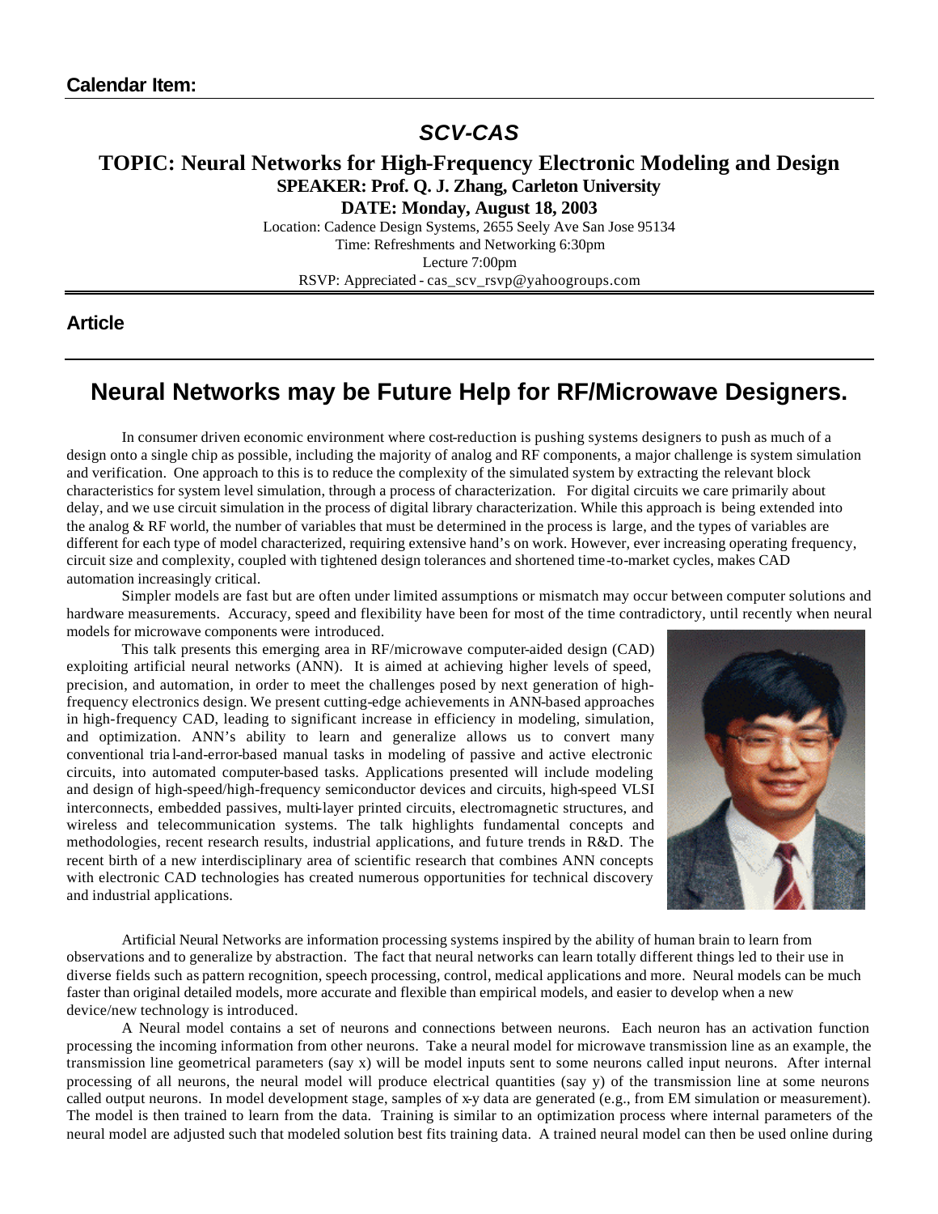**Calendar Item:**

## *SCV-CAS*

**TOPIC: Neural Networks for High-Frequency Electronic Modeling and Design**
**SPEAKER: Prof. Q. J. Zhang, Carleton University**
**DATE: Monday, August 18, 2003**

Location: Cadence Design Systems, 2655 Seely Ave San Jose 95134
Time: Refreshments and Networking 6:30pm
Lecture 7:00pm
RSVP: Appreciated - cas_scv_rsvp@yahoogroups.com

**Article**

# Neural Networks may be Future Help for RF/Microwave Designers.

In consumer driven economic environment where cost-reduction is pushing systems designers to push as much of a design onto a single chip as possible, including the majority of analog and RF components, a major challenge is system simulation and verification. One approach to this is to reduce the complexity of the simulated system by extracting the relevant block characteristics for system level simulation, through a process of characterization. For digital circuits we care primarily about delay, and we use circuit simulation in the process of digital library characterization. While this approach is being extended into the analog & RF world, the number of variables that must be determined in the process is large, and the types of variables are different for each type of model characterized, requiring extensive hand's on work. However, ever increasing operating frequency, circuit size and complexity, coupled with tightened design tolerances and shortened time-to-market cycles, makes CAD automation increasingly critical.

Simpler models are fast but are often under limited assumptions or mismatch may occur between computer solutions and hardware measurements. Accuracy, speed and flexibility have been for most of the time contradictory, until recently when neural models for microwave components were introduced.

This talk presents this emerging area in RF/microwave computer-aided design (CAD) exploiting artificial neural networks (ANN). It is aimed at achieving higher levels of speed, precision, and automation, in order to meet the challenges posed by next generation of high-frequency electronics design. We present cutting-edge achievements in ANN-based approaches in high-frequency CAD, leading to significant increase in efficiency in modeling, simulation, and optimization. ANN's ability to learn and generalize allows us to convert many conventional trial-and-error-based manual tasks in modeling of passive and active electronic circuits, into automated computer-based tasks. Applications presented will include modeling and design of high-speed/high-frequency semiconductor devices and circuits, high-speed VLSI interconnects, embedded passives, multi-layer printed circuits, electromagnetic structures, and wireless and telecommunication systems. The talk highlights fundamental concepts and methodologies, recent research results, industrial applications, and future trends in R&D. The recent birth of a new interdisciplinary area of scientific research that combines ANN concepts with electronic CAD technologies has created numerous opportunities for technical discovery and industrial applications.

Artificial Neural Networks are information processing systems inspired by the ability of human brain to learn from observations and to generalize by abstraction. The fact that neural networks can learn totally different things led to their use in diverse fields such as pattern recognition, speech processing, control, medical applications and more. Neural models can be much faster than original detailed models, more accurate and flexible than empirical models, and easier to develop when a new device/new technology is introduced.

A Neural model contains a set of neurons and connections between neurons. Each neuron has an activation function processing the incoming information from other neurons. Take a neural model for microwave transmission line as an example, the transmission line geometrical parameters (say x) will be model inputs sent to some neurons called input neurons. After internal processing of all neurons, the neural model will produce electrical quantities (say y) of the transmission line at some neurons called output neurons. In model development stage, samples of x-y data are generated (e.g., from EM simulation or measurement). The model is then trained to learn from the data. Training is similar to an optimization process where internal parameters of the neural model are adjusted such that modeled solution best fits training data. A trained neural model can then be used online during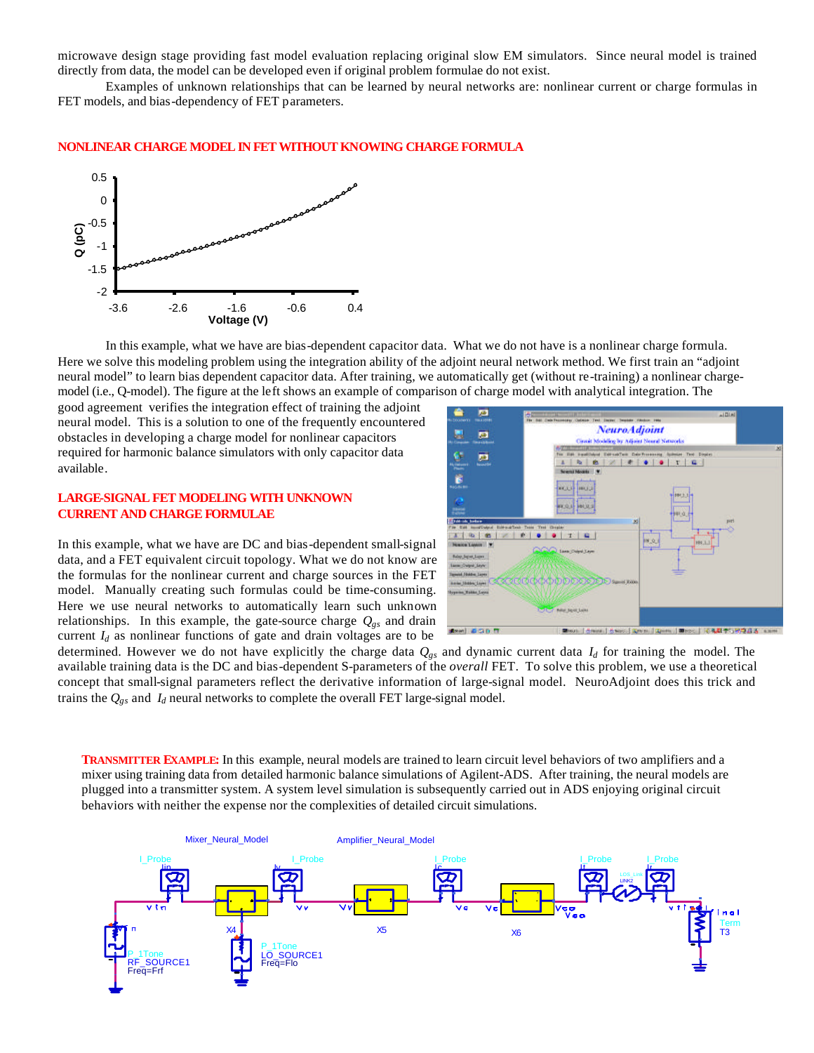microwave design stage providing fast model evaluation replacing original slow EM simulators. Since neural model is trained directly from data, the model can be developed even if original problem formulae do not exist.

Examples of unknown relationships that can be learned by neural networks are: nonlinear current or charge formulas in FET models, and bias-dependency of FET parameters.

## NONLINEAR CHARGE MODEL IN FET WITHOUT KNOWING CHARGE FORMULA

In this example, what we have are bias-dependent capacitor data. What we do not have is a nonlinear charge formula. Here we solve this modeling problem using the integration ability of the adjoint neural network method. We first train an "adjoint neural model" to learn bias dependent capacitor data. After training, we automatically get (without re-training) a nonlinear charge-model (i.e., Q-model). The figure at the left shows an example of comparison of charge model with analytical integration. The good agreement verifies the integration effect of training the adjoint neural model. This is a solution to one of the frequently encountered obstacles in developing a charge model for nonlinear capacitors required for harmonic balance simulators with only capacitor data available.

## LARGE-SIGNAL FET MODELING WITH UNKNOWN CURRENT AND CHARGE FORMULAE

In this example, what we have are DC and bias-dependent small-signal data, and a FET equivalent circuit topology. What we do not know are the formulas for the nonlinear current and charge sources in the FET model. Manually creating such formulas could be time-consuming. Here we use neural networks to automatically learn such unknown relationships. In this example, the gate-source charge $Q_{gs}$ and drain current $I_d$ as nonlinear functions of gate and drain voltages are to be determined. However we do not have explicitly the charge data $Q_{gs}$ and dynamic current data $I_d$ for training the model. The available training data is the DC and bias-dependent S-parameters of the *overall* FET. To solve this problem, we use a theoretical concept that small-signal parameters reflect the derivative information of large-signal model. NeuroAdjoint does this trick and trains the $Q_{gs}$ and $I_d$ neural networks to complete the overall FET large-signal model.

**TRANSMITTER EXAMPLE:** In this example, neural models are trained to learn circuit level behaviors of two amplifiers and a mixer using training data from detailed harmonic balance simulations of Agilent-ADS. After training, the neural models are plugged into a transmitter system. A system level simulation is subsequently carried out in ADS enjoying original circuit behaviors with neither the expense nor the complexities of detailed circuit simulations.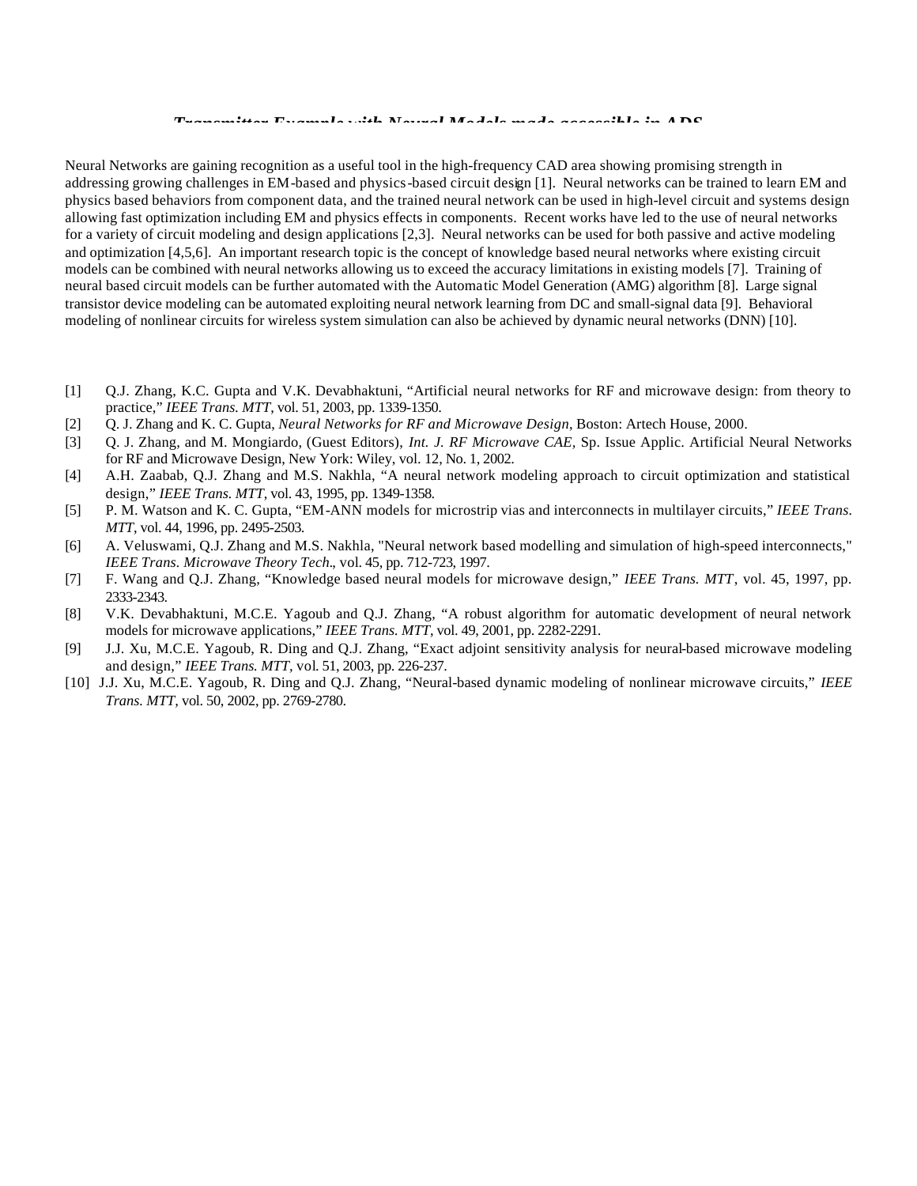### *Transmitter Example with Neural Models made accessible in ADS*

Neural Networks are gaining recognition as a useful tool in the high-frequency CAD area showing promising strength in addressing growing challenges in EM-based and physics-based circuit design [1]. Neural networks can be trained to learn EM and physics based behaviors from component data, and the trained neural network can be used in high-level circuit and systems design allowing fast optimization including EM and physics effects in components. Recent works have led to the use of neural networks for a variety of circuit modeling and design applications [2,3]. Neural networks can be used for both passive and active modeling and optimization [4,5,6]. An important research topic is the concept of knowledge based neural networks where existing circuit models can be combined with neural networks allowing us to exceed the accuracy limitations in existing models [7]. Training of neural based circuit models can be further automated with the Automatic Model Generation (AMG) algorithm [8]. Large signal transistor device modeling can be automated exploiting neural network learning from DC and small-signal data [9]. Behavioral modeling of nonlinear circuits for wireless system simulation can also be achieved by dynamic neural networks (DNN) [10].

[1] Q.J. Zhang, K.C. Gupta and V.K. Devabhaktuni, "Artificial neural networks for RF and microwave design: from theory to practice," *IEEE Trans. MTT*, vol. 51, 2003, pp. 1339-1350.

[2] Q. J. Zhang and K. C. Gupta, *Neural Networks for RF and Microwave Design*, Boston: Artech House, 2000.

[3] Q. J. Zhang, and M. Mongiardo, (Guest Editors), *Int. J. RF Microwave CAE*, Sp. Issue Applic. Artificial Neural Networks for RF and Microwave Design, New York: Wiley, vol. 12, No. 1, 2002.

[4] A.H. Zaabab, Q.J. Zhang and M.S. Nakhla, "A neural network modeling approach to circuit optimization and statistical design," *IEEE Trans. MTT*, vol. 43, 1995, pp. 1349-1358.

[5] P. M. Watson and K. C. Gupta, "EM-ANN models for microstrip vias and interconnects in multilayer circuits," *IEEE Trans. MTT*, vol. 44, 1996, pp. 2495-2503.

[6] A. Veluswami, Q.J. Zhang and M.S. Nakhla, "Neural network based modelling and simulation of high-speed interconnects," *IEEE Trans. Microwave Theory Tech*., vol. 45, pp. 712-723, 1997.

[7] F. Wang and Q.J. Zhang, "Knowledge based neural models for microwave design," *IEEE Trans. MTT*, vol. 45, 1997, pp. 2333-2343.

[8] V.K. Devabhaktuni, M.C.E. Yagoub and Q.J. Zhang, "A robust algorithm for automatic development of neural network models for microwave applications," *IEEE Trans. MTT*, vol. 49, 2001, pp. 2282-2291.

[9] J.J. Xu, M.C.E. Yagoub, R. Ding and Q.J. Zhang, "Exact adjoint sensitivity analysis for neural-based microwave modeling and design," *IEEE Trans. MTT*, vol. 51, 2003, pp. 226-237.

[10] J.J. Xu, M.C.E. Yagoub, R. Ding and Q.J. Zhang, "Neural-based dynamic modeling of nonlinear microwave circuits," *IEEE Trans. MTT*, vol. 50, 2002, pp. 2769-2780.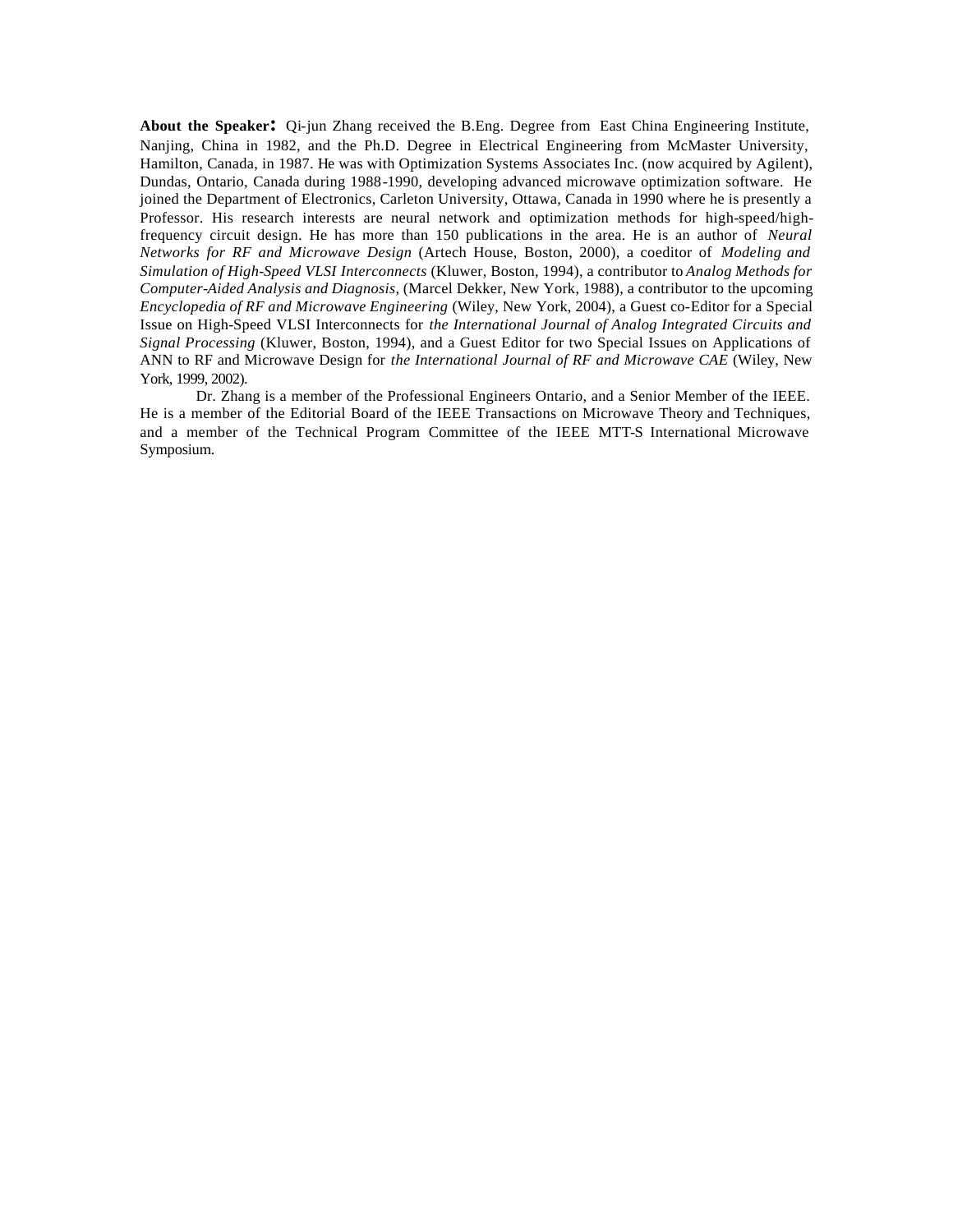**About the Speaker:** Qi-jun Zhang received the B.Eng. Degree from East China Engineering Institute, Nanjing, China in 1982, and the Ph.D. Degree in Electrical Engineering from McMaster University, Hamilton, Canada, in 1987. He was with Optimization Systems Associates Inc. (now acquired by Agilent), Dundas, Ontario, Canada during 1988-1990, developing advanced microwave optimization software. He joined the Department of Electronics, Carleton University, Ottawa, Canada in 1990 where he is presently a Professor. His research interests are neural network and optimization methods for high-speed/high-frequency circuit design. He has more than 150 publications in the area. He is an author of *Neural Networks for RF and Microwave Design* (Artech House, Boston, 2000), a coeditor of *Modeling and Simulation of High-Speed VLSI Interconnects* (Kluwer, Boston, 1994), a contributor to *Analog Methods for Computer-Aided Analysis and Diagnosis*, (Marcel Dekker, New York, 1988), a contributor to the upcoming *Encyclopedia of RF and Microwave Engineering* (Wiley, New York, 2004), a Guest co-Editor for a Special Issue on High-Speed VLSI Interconnects for *the International Journal of Analog Integrated Circuits and Signal Processing* (Kluwer, Boston, 1994), and a Guest Editor for two Special Issues on Applications of ANN to RF and Microwave Design for *the International Journal of RF and Microwave CAE* (Wiley, New York, 1999, 2002).

Dr. Zhang is a member of the Professional Engineers Ontario, and a Senior Member of the IEEE. He is a member of the Editorial Board of the IEEE Transactions on Microwave Theory and Techniques, and a member of the Technical Program Committee of the IEEE MTT-S International Microwave Symposium.